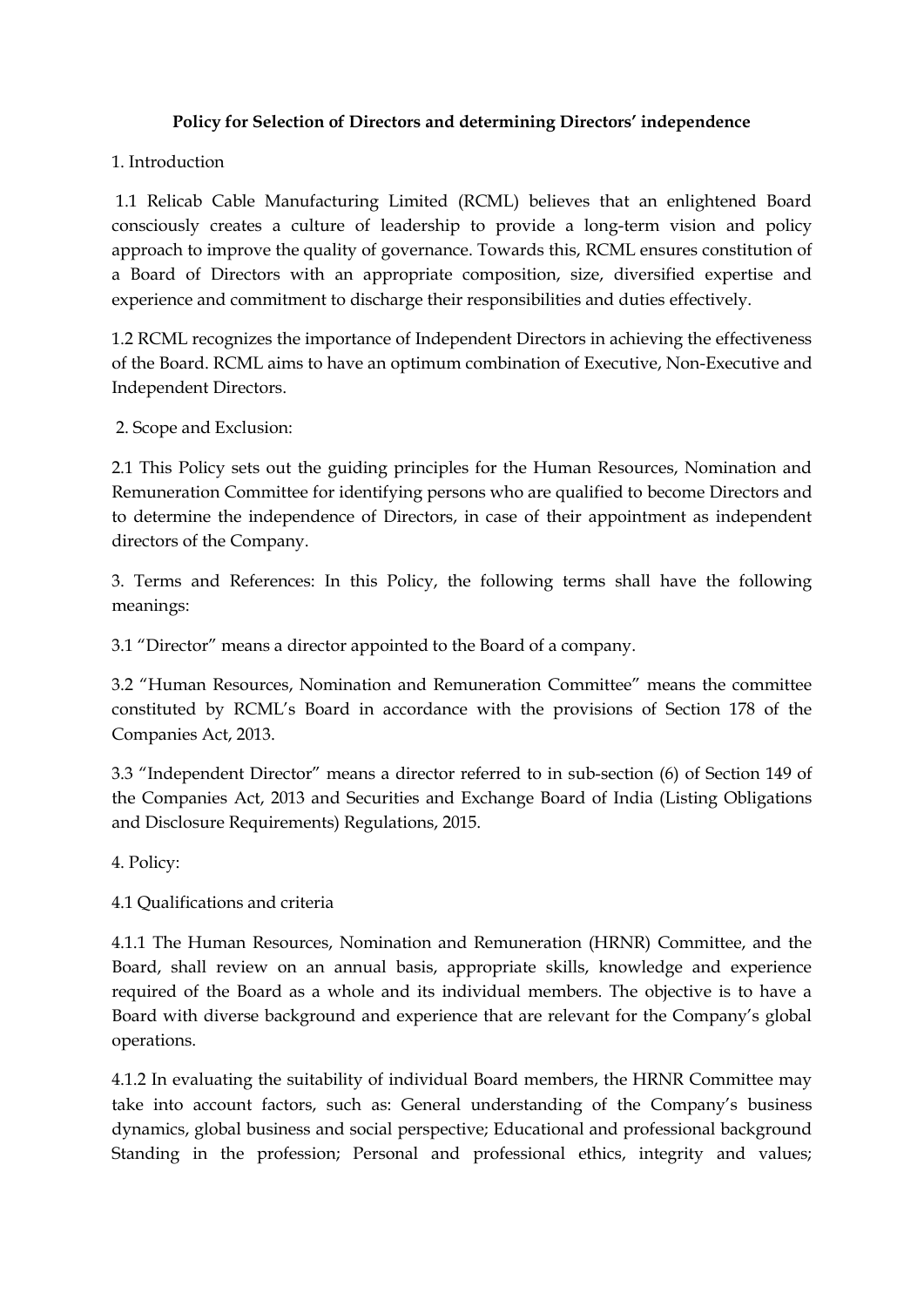**Policy for Selection of Directors and determining Directors' independence**

1. Introduction

1.1 Relicab Cable Manufacturing Limited (RCML) believes that an enlightened Board consciously creates a culture of leadership to provide a long-term vision and policy approach to improve the quality of governance. Towards this, RCML ensures constitution of a Board of Directors with an appropriate composition, size, diversified expertise and experience and commitment to discharge their responsibilities and duties effectively.

1.2 RCML recognizes the importance of Independent Directors in achieving the effectiveness of the Board. RCML aims to have an optimum combination of Executive, Non-Executive and Independent Directors.

2. Scope and Exclusion:

2.1 This Policy sets out the guiding principles for the Human Resources, Nomination and Remuneration Committee for identifying persons who are qualified to become Directors and to determine the independence of Directors, in case of their appointment as independent directors of the Company.

3. Terms and References: In this Policy, the following terms shall have the following meanings:

3.1 "Director" means a director appointed to the Board of a company.

3.2 "Human Resources, Nomination and Remuneration Committee" means the committee constituted by RCML's Board in accordance with the provisions of Section 178 of the Companies Act, 2013.

3.3 "Independent Director" means a director referred to in sub-section (6) of Section 149 of the Companies Act, 2013 and Securities and Exchange Board of India (Listing Obligations and Disclosure Requirements) Regulations, 2015.

4. Policy:

4.1 Qualifications and criteria

4.1.1 The Human Resources, Nomination and Remuneration (HRNR) Committee, and the Board, shall review on an annual basis, appropriate skills, knowledge and experience required of the Board as a whole and its individual members. The objective is to have a Board with diverse background and experience that are relevant for the Company's global operations.

4.1.2 In evaluating the suitability of individual Board members, the HRNR Committee may take into account factors, such as: General understanding of the Company's business dynamics, global business and social perspective; Educational and professional background Standing in the profession; Personal and professional ethics, integrity and values;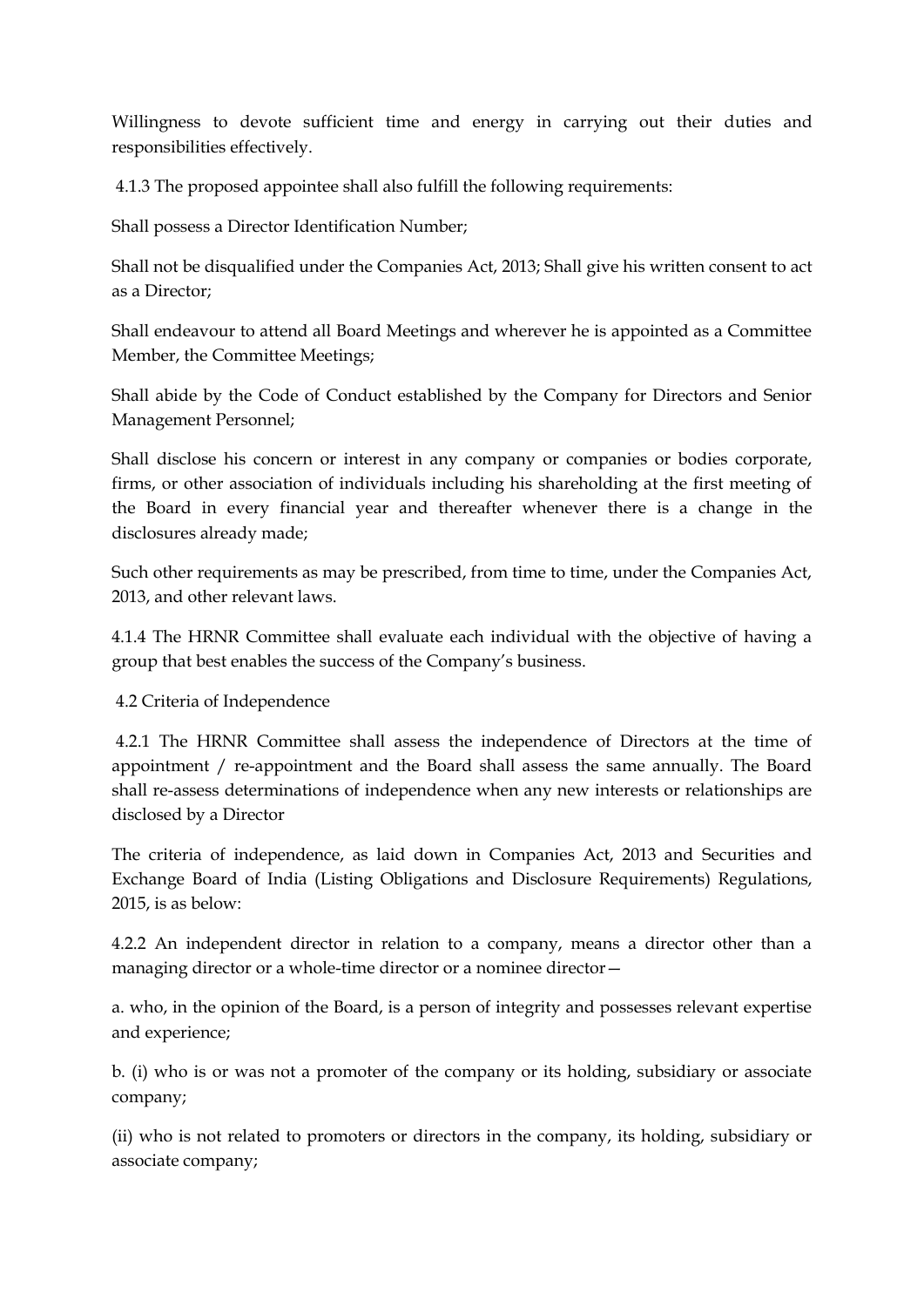Willingness to devote sufficient time and energy in carrying out their duties and responsibilities effectively.

4.1.3 The proposed appointee shall also fulfill the following requirements:

Shall possess a Director Identification Number;

Shall not be disqualified under the Companies Act, 2013; Shall give his written consent to act as a Director;

Shall endeavour to attend all Board Meetings and wherever he is appointed as a Committee Member, the Committee Meetings;

Shall abide by the Code of Conduct established by the Company for Directors and Senior Management Personnel;

Shall disclose his concern or interest in any company or companies or bodies corporate, firms, or other association of individuals including his shareholding at the first meeting of the Board in every financial year and thereafter whenever there is a change in the disclosures already made;

Such other requirements as may be prescribed, from time to time, under the Companies Act, 2013, and other relevant laws.

4.1.4 The HRNR Committee shall evaluate each individual with the objective of having a group that best enables the success of the Company's business.

4.2 Criteria of Independence

4.2.1 The HRNR Committee shall assess the independence of Directors at the time of appointment / re-appointment and the Board shall assess the same annually. The Board shall re-assess determinations of independence when any new interests or relationships are disclosed by a Director

The criteria of independence, as laid down in Companies Act, 2013 and Securities and Exchange Board of India (Listing Obligations and Disclosure Requirements) Regulations, 2015, is as below:

4.2.2 An independent director in relation to a company, means a director other than a managing director or a whole-time director or a nominee director—

a. who, in the opinion of the Board, is a person of integrity and possesses relevant expertise and experience;

b. (i) who is or was not a promoter of the company or its holding, subsidiary or associate company;

(ii) who is not related to promoters or directors in the company, its holding, subsidiary or associate company;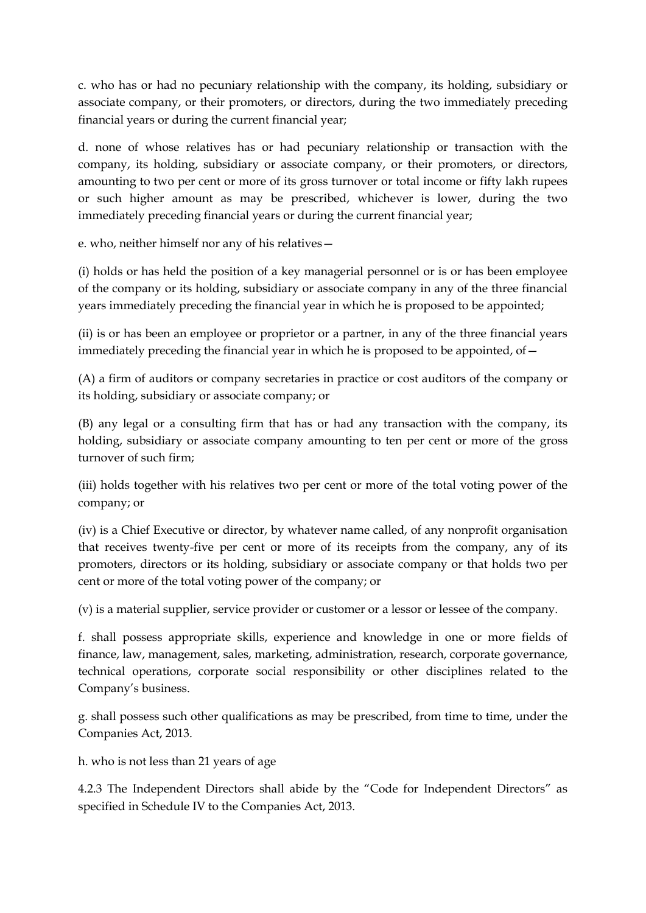c. who has or had no pecuniary relationship with the company, its holding, subsidiary or associate company, or their promoters, or directors, during the two immediately preceding financial years or during the current financial year;

d. none of whose relatives has or had pecuniary relationship or transaction with the company, its holding, subsidiary or associate company, or their promoters, or directors, amounting to two per cent or more of its gross turnover or total income or fifty lakh rupees or such higher amount as may be prescribed, whichever is lower, during the two immediately preceding financial years or during the current financial year;

e. who, neither himself nor any of his relatives—

(i) holds or has held the position of a key managerial personnel or is or has been employee of the company or its holding, subsidiary or associate company in any of the three financial years immediately preceding the financial year in which he is proposed to be appointed;

(ii) is or has been an employee or proprietor or a partner, in any of the three financial years immediately preceding the financial year in which he is proposed to be appointed, of—

(A) a firm of auditors or company secretaries in practice or cost auditors of the company or its holding, subsidiary or associate company; or

(B) any legal or a consulting firm that has or had any transaction with the company, its holding, subsidiary or associate company amounting to ten per cent or more of the gross turnover of such firm;

(iii) holds together with his relatives two per cent or more of the total voting power of the company; or

(iv) is a Chief Executive or director, by whatever name called, of any nonprofit organisation that receives twenty-five per cent or more of its receipts from the company, any of its promoters, directors or its holding, subsidiary or associate company or that holds two per cent or more of the total voting power of the company; or

(v) is a material supplier, service provider or customer or a lessor or lessee of the company.

f. shall possess appropriate skills, experience and knowledge in one or more fields of finance, law, management, sales, marketing, administration, research, corporate governance, technical operations, corporate social responsibility or other disciplines related to the Company's business.

g. shall possess such other qualifications as may be prescribed, from time to time, under the Companies Act, 2013.

h. who is not less than 21 years of age

4.2.3 The Independent Directors shall abide by the "Code for Independent Directors" as specified in Schedule IV to the Companies Act, 2013.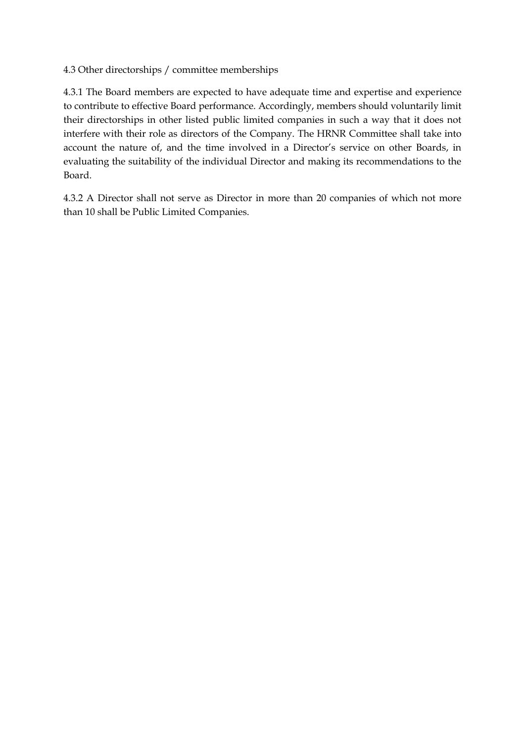### 4.3 Other directorships / committee memberships

4.3.1 The Board members are expected to have adequate time and expertise and experience to contribute to effective Board performance. Accordingly, members should voluntarily limit their directorships in other listed public limited companies in such a way that it does not interfere with their role as directors of the Company. The HRNR Committee shall take into account the nature of, and the time involved in a Director's service on other Boards, in evaluating the suitability of the individual Director and making its recommendations to the Board.

4.3.2 A Director shall not serve as Director in more than 20 companies of which not more than 10 shall be Public Limited Companies.